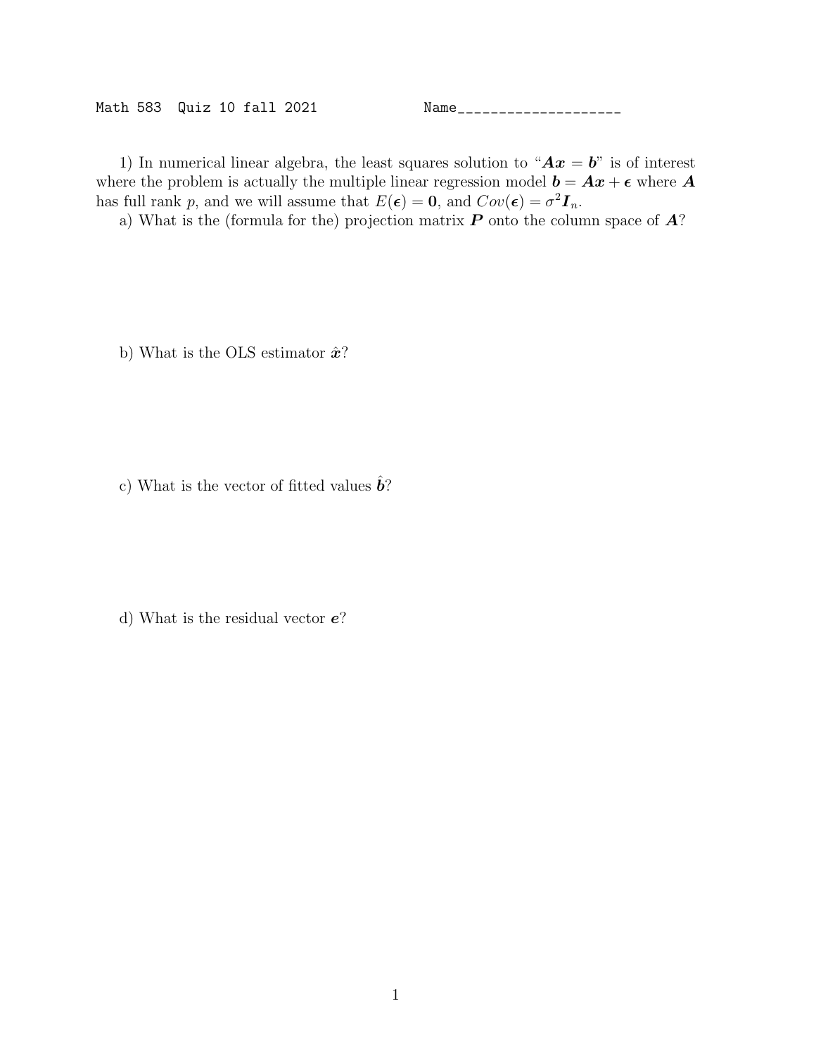Math 583 Quiz 10 fall 2021 Name____________________

1) In numerical linear algebra, the least squares solution to "$\boldsymbol{Ax} = \boldsymbol{b}$" is of interest where the problem is actually the multiple linear regression model $\boldsymbol{b} = \boldsymbol{Ax} + \boldsymbol{\epsilon}$ where $\boldsymbol{A}$ has full rank $p$, and we will assume that $E(\boldsymbol{\epsilon}) = \boldsymbol{0}$, and $Cov(\boldsymbol{\epsilon}) = \sigma^2 \boldsymbol{I}_n$.

a) What is the (formula for the) projection matrix $\boldsymbol{P}$ onto the column space of $\boldsymbol{A}$?

b) What is the OLS estimator $\hat{\boldsymbol{x}}$?

c) What is the vector of fitted values $\hat{\boldsymbol{b}}$?

d) What is the residual vector $\boldsymbol{e}$?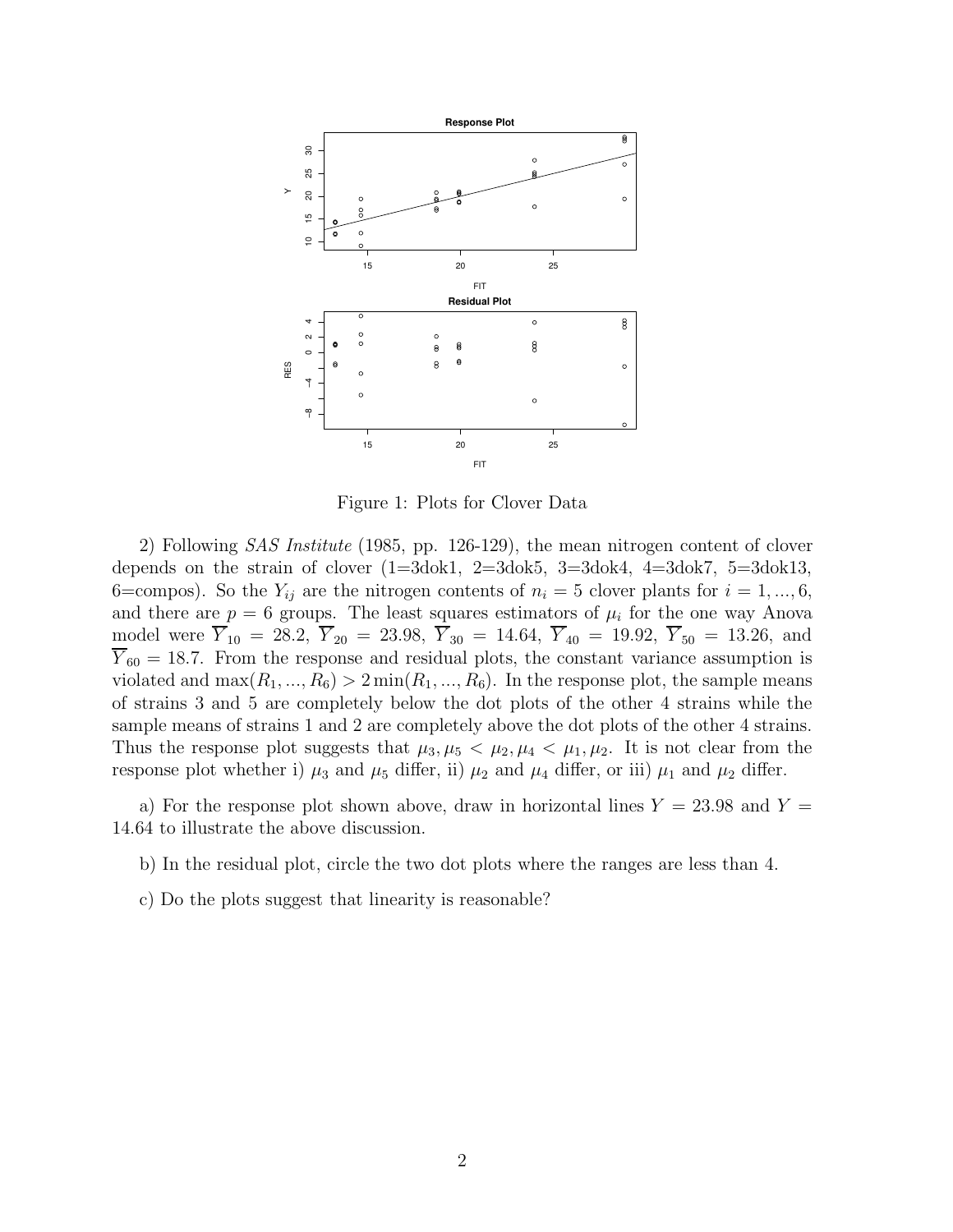Response Plot

Y

10 15 20 25 30

FIT

15 20 25

Residual Plot

RES

−8 −4 0 2 4

FIT

15 20 25

Figure 1: Plots for Clover Data

2) Following *SAS Institute* (1985, pp. 126-129), the mean nitrogen content of clover depends on the strain of clover (1=3dok1, 2=3dok5, 3=3dok4, 4=3dok7, 5=3dok13, 6=compos). So the $Y_{ij}$ are the nitrogen contents of $n_i = 5$ clover plants for $i = 1, ..., 6$, and there are $p = 6$ groups. The least squares estimators of $\mu_i$ for the one way Anova model were $\overline{Y}_{10} = 28.2$, $\overline{Y}_{20} = 23.98$, $\overline{Y}_{30} = 14.64$, $\overline{Y}_{40} = 19.92$, $\overline{Y}_{50} = 13.26$, and $\overline{Y}_{60} = 18.7$. From the response and residual plots, the constant variance assumption is violated and $\max(R_1, ..., R_6) > 2 \min(R_1, ..., R_6)$. In the response plot, the sample means of strains 3 and 5 are completely below the dot plots of the other 4 strains while the sample means of strains 1 and 2 are completely above the dot plots of the other 4 strains. Thus the response plot suggests that $\mu_3, \mu_5 < \mu_2, \mu_4 < \mu_1, \mu_2$. It is not clear from the response plot whether i) $\mu_3$ and $\mu_5$ differ, ii) $\mu_2$ and $\mu_4$ differ, or iii) $\mu_1$ and $\mu_2$ differ.

a) For the response plot shown above, draw in horizontal lines $Y = 23.98$ and $Y = 14.64$ to illustrate the above discussion.

b) In the residual plot, circle the two dot plots where the ranges are less than 4.

c) Do the plots suggest that linearity is reasonable?